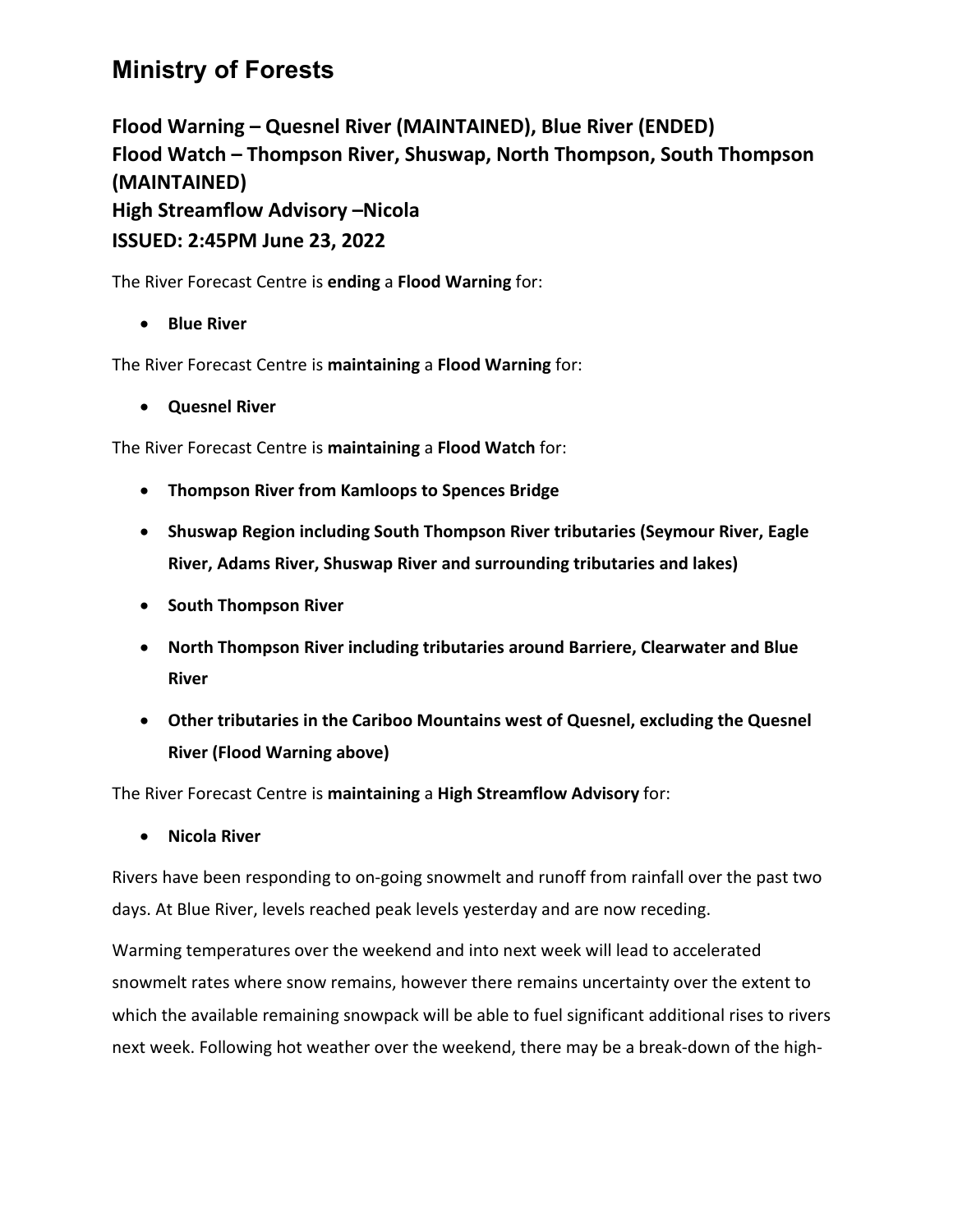# Ministry of Forests

## Flood Warning – Quesnel River (MAINTAINED), Blue River (ENDED)
## Flood Watch – Thompson River, Shuswap, North Thompson, South Thompson (MAINTAINED)
## High Streamflow Advisory –Nicola
## ISSUED: 2:45PM June 23, 2022

The River Forecast Centre is **ending** a **Flood Warning** for:

- **Blue River**

The River Forecast Centre is **maintaining** a **Flood Warning** for:

- **Quesnel River**

The River Forecast Centre is **maintaining** a **Flood Watch** for:

- **Thompson River from Kamloops to Spences Bridge**
- **Shuswap Region including South Thompson River tributaries (Seymour River, Eagle River, Adams River, Shuswap River and surrounding tributaries and lakes)**
- **South Thompson River**
- **North Thompson River including tributaries around Barriere, Clearwater and Blue River**
- **Other tributaries in the Cariboo Mountains west of Quesnel, excluding the Quesnel River (Flood Warning above)**

The River Forecast Centre is **maintaining** a **High Streamflow Advisory** for:

- **Nicola River**

Rivers have been responding to on-going snowmelt and runoff from rainfall over the past two days. At Blue River, levels reached peak levels yesterday and are now receding.

Warming temperatures over the weekend and into next week will lead to accelerated snowmelt rates where snow remains, however there remains uncertainty over the extent to which the available remaining snowpack will be able to fuel significant additional rises to rivers next week. Following hot weather over the weekend, there may be a break-down of the high-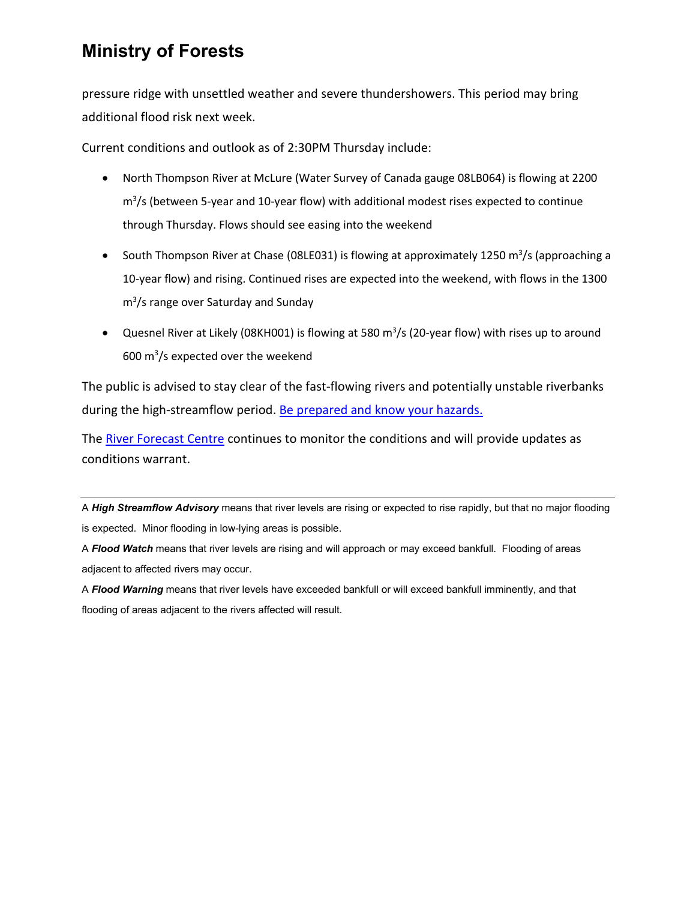pressure ridge with unsettled weather and severe thundershowers. This period may bring additional flood risk next week.

Current conditions and outlook as of 2:30PM Thursday include:

- North Thompson River at McLure (Water Survey of Canada gauge 08LB064) is flowing at 2200 $m^3/s$ (between 5-year and 10-year flow) with additional modest rises expected to continue through Thursday. Flows should see easing into the weekend
- South Thompson River at Chase (08LE031) is flowing at approximately 1250 $m^3/s$ (approaching a 10-year flow) and rising. Continued rises are expected into the weekend, with flows in the 1300 $m^3/s$ range over Saturday and Sunday
- Quesnel River at Likely (08KH001) is flowing at 580 $m^3/s$ (20-year flow) with rises up to around 600 $m^3/s$ expected over the weekend

The public is advised to stay clear of the fast-flowing rivers and potentially unstable riverbanks during the high-streamflow period. Be prepared and know your hazards.

The River Forecast Centre continues to monitor the conditions and will provide updates as conditions warrant.

---

A ***High Streamflow Advisory*** means that river levels are rising or expected to rise rapidly, but that no major flooding is expected. Minor flooding in low-lying areas is possible.

A ***Flood Watch*** means that river levels are rising and will approach or may exceed bankfull. Flooding of areas adjacent to affected rivers may occur.

A ***Flood Warning*** means that river levels have exceeded bankfull or will exceed bankfull imminently, and that flooding of areas adjacent to the rivers affected will result.